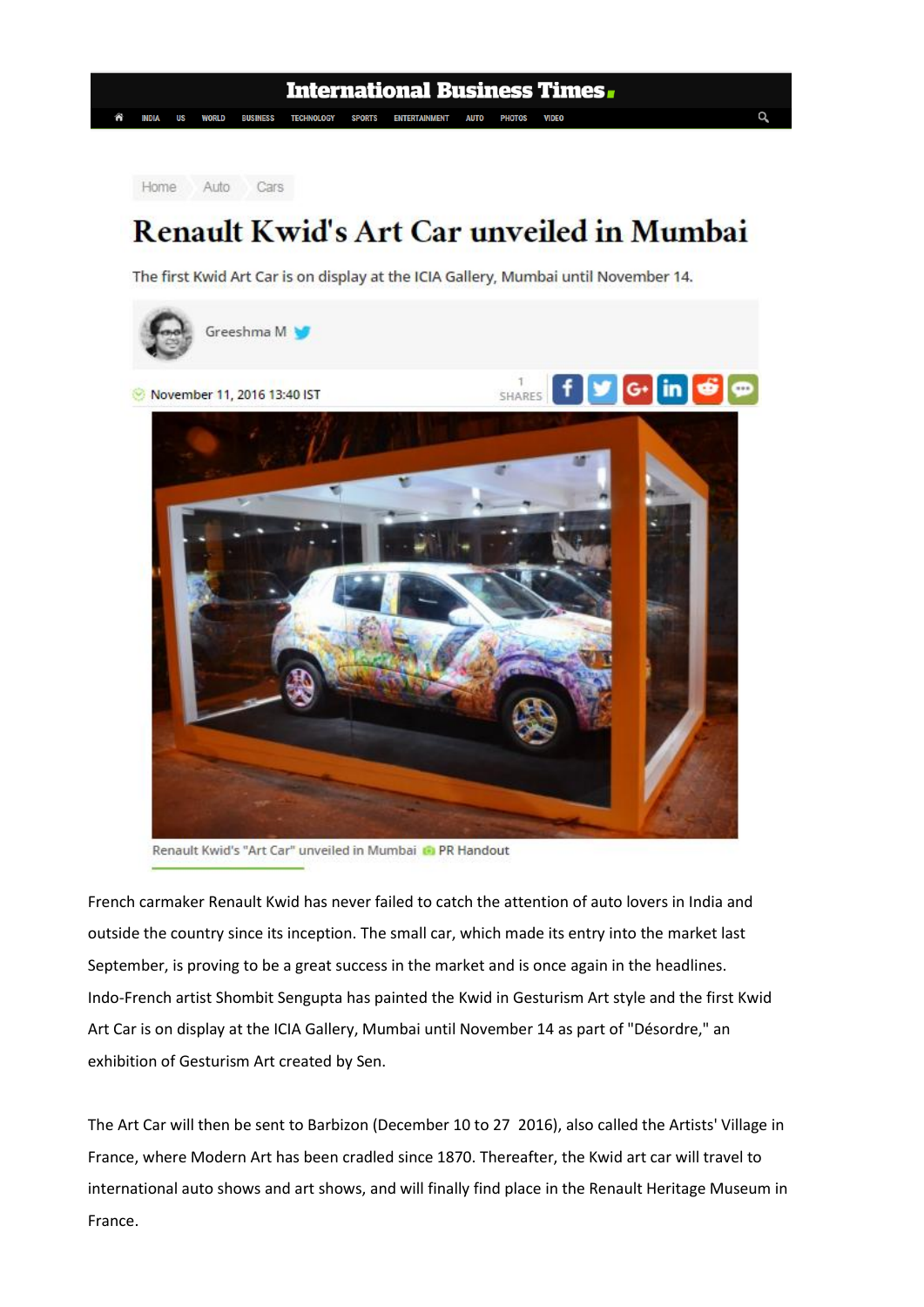Home › Auto › Cars

# Renault Kwid's Art Car unveiled in Mumbai

The first Kwid Art Car is on display at the ICIA Gallery, Mumbai until November 14.

Greeshma M

November 11, 2016 13:40 IST

Renault Kwid's "Art Car" unveiled in Mumbai PR Handout

French carmaker Renault Kwid has never failed to catch the attention of auto lovers in India and outside the country since its inception. The small car, which made its entry into the market last September, is proving to be a great success in the market and is once again in the headlines. Indo-French artist Shombit Sengupta has painted the Kwid in Gesturism Art style and the first Kwid Art Car is on display at the ICIA Gallery, Mumbai until November 14 as part of "Désordre," an exhibition of Gesturism Art created by Sen.

The Art Car will then be sent to Barbizon (December 10 to 27 2016), also called the Artists' Village in France, where Modern Art has been cradled since 1870. Thereafter, the Kwid art car will travel to international auto shows and art shows, and will finally find place in the Renault Heritage Museum in France.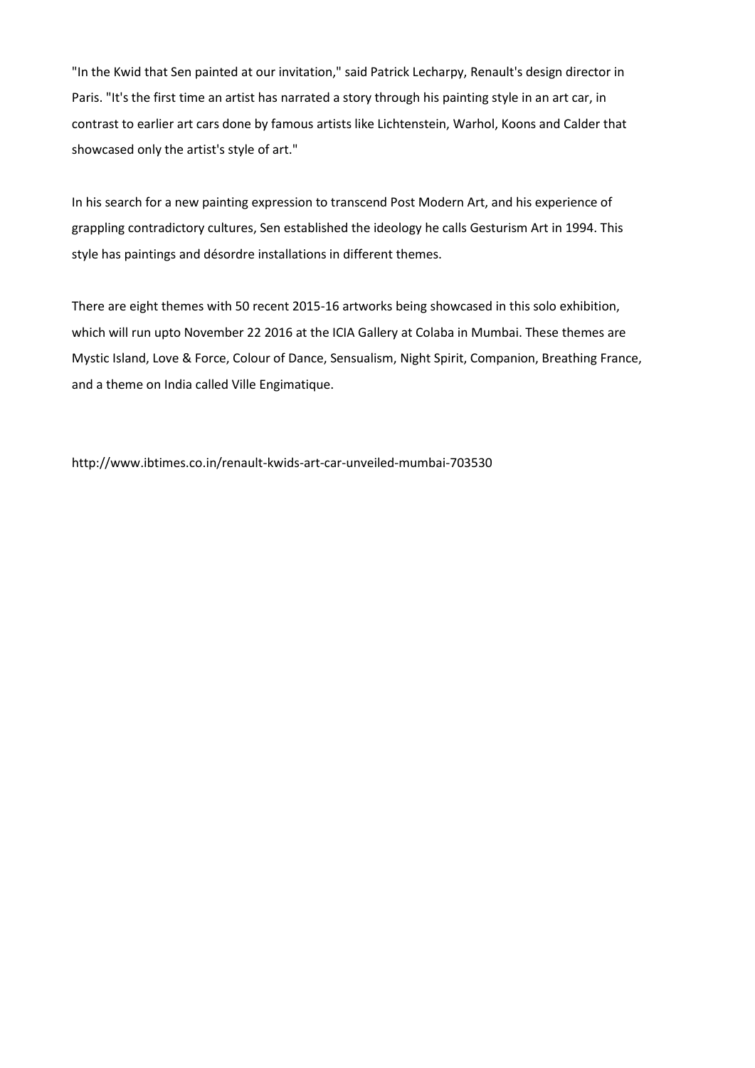"In the Kwid that Sen painted at our invitation," said Patrick Lecharpy, Renault's design director in Paris. "It's the first time an artist has narrated a story through his painting style in an art car, in contrast to earlier art cars done by famous artists like Lichtenstein, Warhol, Koons and Calder that showcased only the artist's style of art."

In his search for a new painting expression to transcend Post Modern Art, and his experience of grappling contradictory cultures, Sen established the ideology he calls Gesturism Art in 1994. This style has paintings and désordre installations in different themes.

There are eight themes with 50 recent 2015-16 artworks being showcased in this solo exhibition, which will run upto November 22 2016 at the ICIA Gallery at Colaba in Mumbai. These themes are Mystic Island, Love & Force, Colour of Dance, Sensualism, Night Spirit, Companion, Breathing France, and a theme on India called Ville Engimatique.

http://www.ibtimes.co.in/renault-kwids-art-car-unveiled-mumbai-703530